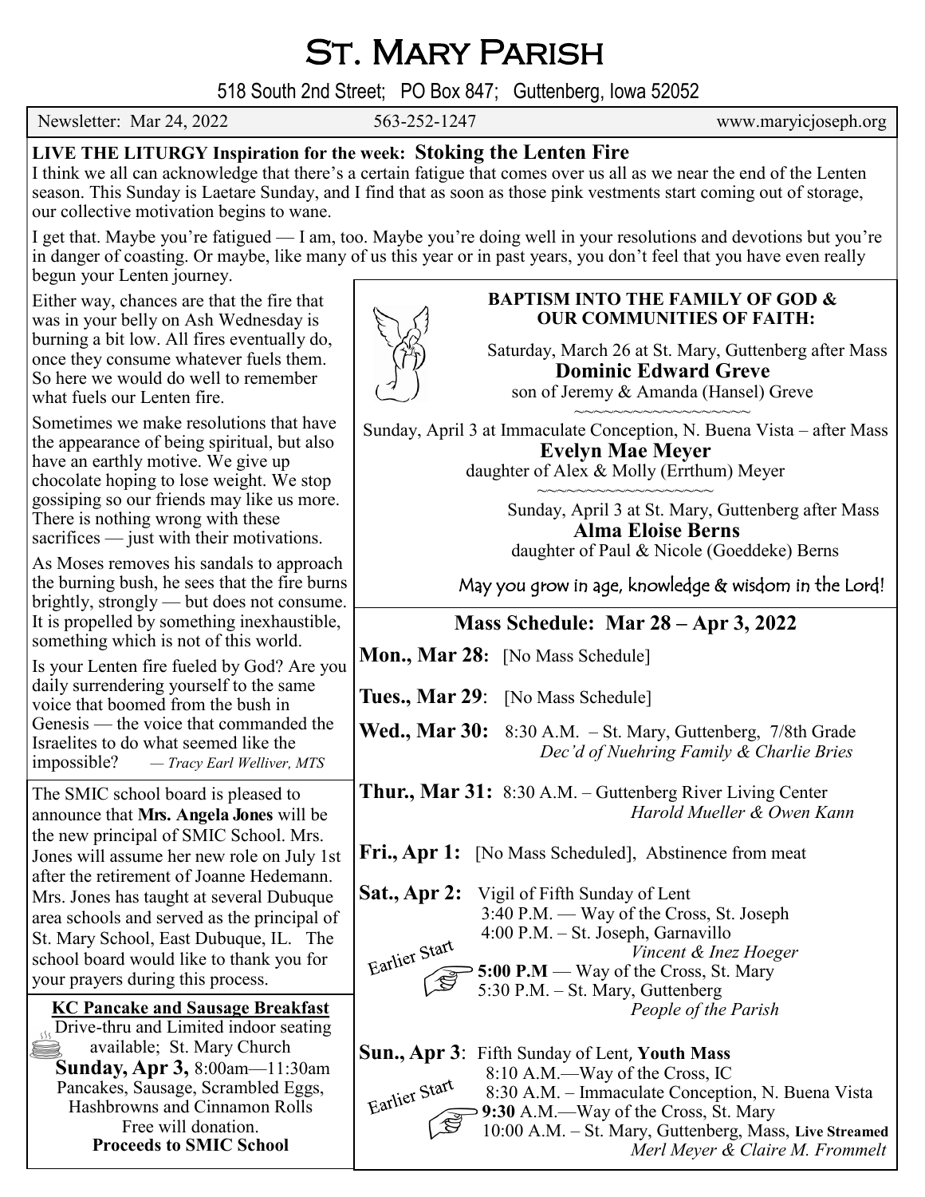# St. Mary Parish

518 South 2nd Street; PO Box 847; Guttenberg, Iowa 52052

Newsletter: Mar 24, 2022 563-252-1247 www.maryicjoseph.org

## LIVE THE LITURGY Inspiration for the week: Stoking the Lenten Fire

I think we all can acknowledge that there's a certain fatigue that comes over us all as we near the end of the Lenten season. This Sunday is Laetare Sunday, and I find that as soon as those pink vestments start coming out of storage, our collective motivation begins to wane.

I get that. Maybe you're fatigued — I am, too. Maybe you're doing well in your resolutions and devotions but you're in danger of coasting. Or maybe, like many of us this year or in past years, you don't feel that you have even really begun your Lenten journey.

Either way, chances are that the fire that was in your belly on Ash Wednesday is burning a bit low. All fires eventually do, once they consume whatever fuels them. So here we would do well to remember what fuels our Lenten fire.

Sometimes we make resolutions that have the appearance of being spiritual, but also have an earthly motive. We give up chocolate hoping to lose weight. We stop gossiping so our friends may like us more. There is nothing wrong with these sacrifices — just with their motivations.

As Moses removes his sandals to approach the burning bush, he sees that the fire burns brightly, strongly — but does not consume. It is propelled by something inexhaustible, something which is not of this world.

Is your Lenten fire fueled by God? Are you daily surrendering yourself to the same voice that boomed from the bush in Genesis — the voice that commanded the Israelites to do what seemed like the impossible? *— Tracy Earl Welliver, MTS*

The SMIC school board is pleased to announce that **Mrs. Angela Jones** will be the new principal of SMIC School. Mrs. Jones will assume her new role on July 1st after the retirement of Joanne Hedemann. Mrs. Jones has taught at several Dubuque area schools and served as the principal of St. Mary School, East Dubuque, IL. The school board would like to thank you for your prayers during this process.

### KC Pancake and Sausage Breakfast

Drive-thru and Limited indoor seating available; St. Mary Church
**Sunday, Apr 3,** 8:00am—11:30am
Pancakes, Sausage, Scrambled Eggs, Hashbrowns and Cinnamon Rolls
Free will donation.
**Proceeds to SMIC School**

### BAPTISM INTO THE FAMILY OF GOD & OUR COMMUNITIES OF FAITH:

Saturday, March 26 at St. Mary, Guttenberg after Mass
**Dominic Edward Greve**
son of Jeremy & Amanda (Hansel) Greve

~~~~~~~~~~~~~~~~~~

Sunday, April 3 at Immaculate Conception, N. Buena Vista – after Mass
**Evelyn Mae Meyer**
daughter of Alex & Molly (Errthum) Meyer

~~~~~~~~~~~~~~~~~~

Sunday, April 3 at St. Mary, Guttenberg after Mass
**Alma Eloise Berns**
daughter of Paul & Nicole (Goeddeke) Berns

May you grow in age, knowledge & wisdom in the Lord!

### Mass Schedule: Mar 28 – Apr 3, 2022

**Mon., Mar 28:** [No Mass Schedule]

**Tues., Mar 29:** [No Mass Schedule]

**Wed., Mar 30:** 8:30 A.M. – St. Mary, Guttenberg, 7/8th Grade
*Dec'd of Nuehring Family & Charlie Bries*

**Thur., Mar 31:** 8:30 A.M. – Guttenberg River Living Center
*Harold Mueller & Owen Kann*

**Fri., Apr 1:** [No Mass Scheduled], Abstinence from meat

**Sat., Apr 2:** Vigil of Fifth Sunday of Lent
3:40 P.M. — Way of the Cross, St. Joseph
4:00 P.M. – St. Joseph, Garnavillo
*Vincent & Inez Hoeger*
Earlier Start **5:00 P.M** — Way of the Cross, St. Mary
5:30 P.M. – St. Mary, Guttenberg
*People of the Parish*

**Sun., Apr 3**: Fifth Sunday of Lent, **Youth Mass**
8:10 A.M.—Way of the Cross, IC
8:30 A.M. – Immaculate Conception, N. Buena Vista
Earlier Start **9:30** A.M.—Way of the Cross, St. Mary
10:00 A.M. – St. Mary, Guttenberg, Mass, **Live Streamed**
*Merl Meyer & Claire M. Frommelt*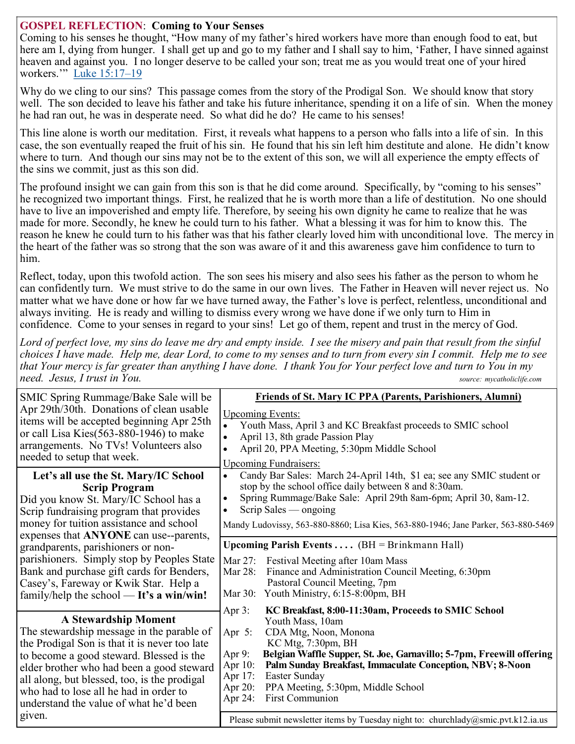## **GOSPEL REFLECTION**: **Coming to Your Senses**

Coming to his senses he thought, "How many of my father's hired workers have more than enough food to eat, but here am I, dying from hunger. I shall get up and go to my father and I shall say to him, 'Father, I have sinned against heaven and against you. I no longer deserve to be called your son; treat me as you would treat one of your hired workers.'" Luke 15:17–19

Why do we cling to our sins? This passage comes from the story of the Prodigal Son. We should know that story well. The son decided to leave his father and take his future inheritance, spending it on a life of sin. When the money he had ran out, he was in desperate need. So what did he do? He came to his senses!

This line alone is worth our meditation. First, it reveals what happens to a person who falls into a life of sin. In this case, the son eventually reaped the fruit of his sin. He found that his sin left him destitute and alone. He didn't know where to turn. And though our sins may not be to the extent of this son, we will all experience the empty effects of the sins we commit, just as this son did.

The profound insight we can gain from this son is that he did come around. Specifically, by "coming to his senses" he recognized two important things. First, he realized that he is worth more than a life of destitution. No one should have to live an impoverished and empty life. Therefore, by seeing his own dignity he came to realize that he was made for more. Secondly, he knew he could turn to his father. What a blessing it was for him to know this. The reason he knew he could turn to his father was that his father clearly loved him with unconditional love. The mercy in the heart of the father was so strong that the son was aware of it and this awareness gave him confidence to turn to him.

Reflect, today, upon this twofold action. The son sees his misery and also sees his father as the person to whom he can confidently turn. We must strive to do the same in our own lives. The Father in Heaven will never reject us. No matter what we have done or how far we have turned away, the Father's love is perfect, relentless, unconditional and always inviting. He is ready and willing to dismiss every wrong we have done if we only turn to Him in confidence. Come to your senses in regard to your sins! Let go of them, repent and trust in the mercy of God.

*Lord of perfect love, my sins do leave me dry and empty inside. I see the misery and pain that result from the sinful choices I have made. Help me, dear Lord, to come to my senses and to turn from every sin I commit. Help me to see that Your mercy is far greater than anything I have done. I thank You for Your perfect love and turn to You in my need. Jesus, I trust in You.*

*source: mycatholiclife.com*

SMIC Spring Rummage/Bake Sale will be Apr 29th/30th. Donations of clean usable items will be accepted beginning Apr 25th or call Lisa Kies(563-880-1946) to make arrangements. No TVs! Volunteers also needed to setup that week.

### **Let's all use the St. Mary/IC School Scrip Program**

Did you know St. Mary/IC School has a Scrip fundraising program that provides money for tuition assistance and school expenses that **ANYONE** can use--parents, grandparents, parishioners or non-parishioners. Simply stop by Peoples State Bank and purchase gift cards for Benders, Casey's, Fareway or Kwik Star. Help a family/help the school — **It's a win/win!**

### **A Stewardship Moment**

The stewardship message in the parable of the Prodigal Son is that it is never too late to become a good steward. Blessed is the elder brother who had been a good steward all along, but blessed, too, is the prodigal who had to lose all he had in order to understand the value of what he'd been given.

### **Friends of St. Mary IC PPA (Parents, Parishioners, Alumni)**

Upcoming Events:

- Youth Mass, April 3 and KC Breakfast proceeds to SMIC school
- April 13, 8th grade Passion Play
- April 20, PPA Meeting, 5:30pm Middle School

Upcoming Fundraisers:

- Candy Bar Sales: March 24-April 14th, $1 ea; see any SMIC student or stop by the school office daily between 8 and 8:30am.
- Spring Rummage/Bake Sale: April 29th 8am-6pm; April 30, 8am-12.
- Scrip Sales — ongoing

Mandy Ludovissy, 563-880-8860; Lisa Kies, 563-880-1946; Jane Parker, 563-880-5469

### **Upcoming Parish Events . . . .** (BH = Brinkmann Hall)

Mar 27: Festival Meeting after 10am Mass
Mar 28: Finance and Administration Council Meeting, 6:30pm
Pastoral Council Meeting, 7pm
Mar 30: Youth Ministry, 6:15-8:00pm, BH

Apr 3: **KC Breakfast, 8:00-11:30am, Proceeds to SMIC School**
Youth Mass, 10am
Apr 5: CDA Mtg, Noon, Monona
KC Mtg, 7:30pm, BH
Apr 9: **Belgian Waffle Supper, St. Joe, Garnavillo; 5-7pm, Freewill offering**
Apr 10: **Palm Sunday Breakfast, Immaculate Conception, NBV; 8-Noon**
Apr 17: Easter Sunday
Apr 20: PPA Meeting, 5:30pm, Middle School
Apr 24: First Communion

Please submit newsletter items by Tuesday night to: churchlady@smic.pvt.k12.ia.us